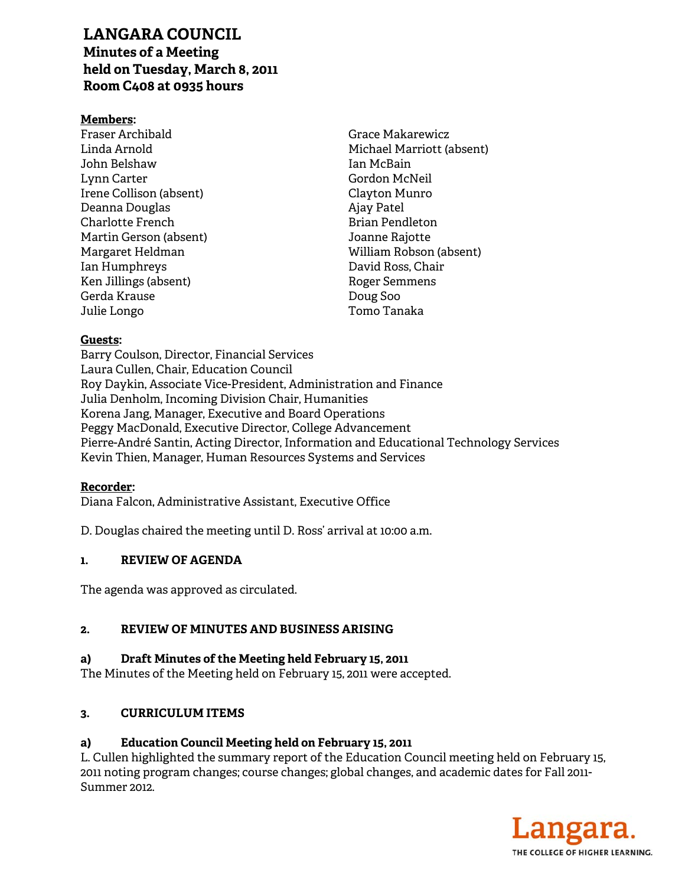# LANGARA COUNCIL

## Minutes of a Meeting held on Tuesday, March 8, 2011 Room C408 at 0935 hours

**Members:**

Fraser Archibald
Linda Arnold
John Belshaw
Lynn Carter
Irene Collison (absent)
Deanna Douglas
Charlotte French
Martin Gerson (absent)
Margaret Heldman
Ian Humphreys
Ken Jillings (absent)
Gerda Krause
Julie Longo
Grace Makarewicz
Michael Marriott (absent)
Ian McBain
Gordon McNeil
Clayton Munro
Ajay Patel
Brian Pendleton
Joanne Rajotte
William Robson (absent)
David Ross, Chair
Roger Semmens
Doug Soo
Tomo Tanaka

**Guests:**

Barry Coulson, Director, Financial Services
Laura Cullen, Chair, Education Council
Roy Daykin, Associate Vice-President, Administration and Finance
Julia Denholm, Incoming Division Chair, Humanities
Korena Jang, Manager, Executive and Board Operations
Peggy MacDonald, Executive Director, College Advancement
Pierre-André Santin, Acting Director, Information and Educational Technology Services
Kevin Thien, Manager, Human Resources Systems and Services

**Recorder:**

Diana Falcon, Administrative Assistant, Executive Office

D. Douglas chaired the meeting until D. Ross' arrival at 10:00 a.m.

### 1. REVIEW OF AGENDA

The agenda was approved as circulated.

### 2. REVIEW OF MINUTES AND BUSINESS ARISING

**a) Draft Minutes of the Meeting held February 15, 2011**

The Minutes of the Meeting held on February 15, 2011 were accepted.

### 3. CURRICULUM ITEMS

**a) Education Council Meeting held on February 15, 2011**

L. Cullen highlighted the summary report of the Education Council meeting held on February 15, 2011 noting program changes; course changes; global changes, and academic dates for Fall 2011-Summer 2012.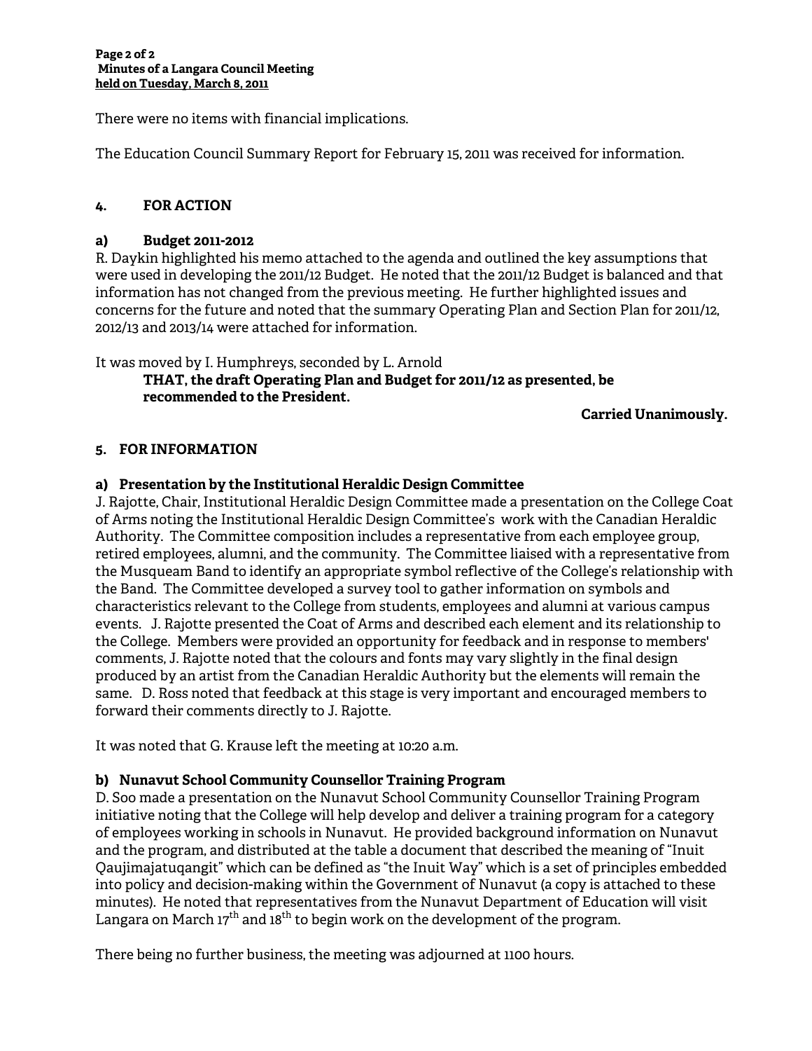There were no items with financial implications.

The Education Council Summary Report for February 15, 2011 was received for information.

## 4. FOR ACTION

### a) Budget 2011-2012

R. Daykin highlighted his memo attached to the agenda and outlined the key assumptions that were used in developing the 2011/12 Budget. He noted that the 2011/12 Budget is balanced and that information has not changed from the previous meeting. He further highlighted issues and concerns for the future and noted that the summary Operating Plan and Section Plan for 2011/12, 2012/13 and 2013/14 were attached for information.

It was moved by I. Humphreys, seconded by L. Arnold

> **THAT, the draft Operating Plan and Budget for 2011/12 as presented, be recommended to the President.**

**Carried Unanimously.**

## 5. FOR INFORMATION

### a) Presentation by the Institutional Heraldic Design Committee

J. Rajotte, Chair, Institutional Heraldic Design Committee made a presentation on the College Coat of Arms noting the Institutional Heraldic Design Committee's work with the Canadian Heraldic Authority. The Committee composition includes a representative from each employee group, retired employees, alumni, and the community. The Committee liaised with a representative from the Musqueam Band to identify an appropriate symbol reflective of the College's relationship with the Band. The Committee developed a survey tool to gather information on symbols and characteristics relevant to the College from students, employees and alumni at various campus events. J. Rajotte presented the Coat of Arms and described each element and its relationship to the College. Members were provided an opportunity for feedback and in response to members' comments, J. Rajotte noted that the colours and fonts may vary slightly in the final design produced by an artist from the Canadian Heraldic Authority but the elements will remain the same. D. Ross noted that feedback at this stage is very important and encouraged members to forward their comments directly to J. Rajotte.

It was noted that G. Krause left the meeting at 10:20 a.m.

### b) Nunavut School Community Counsellor Training Program

D. Soo made a presentation on the Nunavut School Community Counsellor Training Program initiative noting that the College will help develop and deliver a training program for a category of employees working in schools in Nunavut. He provided background information on Nunavut and the program, and distributed at the table a document that described the meaning of "Inuit Qaujimajatuqangit" which can be defined as "the Inuit Way" which is a set of principles embedded into policy and decision-making within the Government of Nunavut (a copy is attached to these minutes). He noted that representatives from the Nunavut Department of Education will visit Langara on March 17th and 18th to begin work on the development of the program.

There being no further business, the meeting was adjourned at 1100 hours.